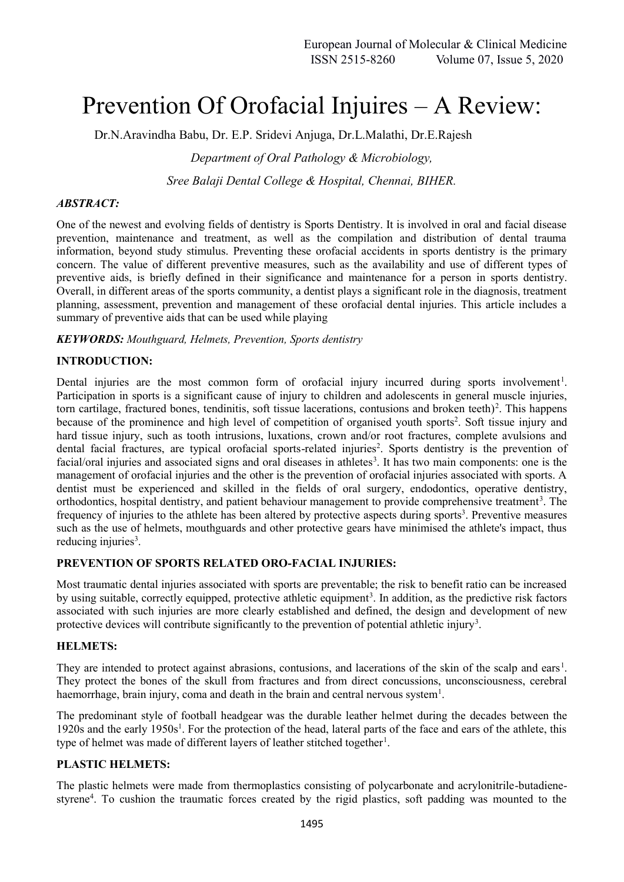# Prevention Of Orofacial Injuires – A Review:

Dr.N.Aravindha Babu, Dr. E.P. Sridevi Anjuga, Dr.L.Malathi, Dr.E.Rajesh

*Department of Oral Pathology & Microbiology,*

*Sree Balaji Dental College & Hospital, Chennai, BIHER.*

***ABSTRACT:***

One of the newest and evolving fields of dentistry is Sports Dentistry. It is involved in oral and facial disease prevention, maintenance and treatment, as well as the compilation and distribution of dental trauma information, beyond study stimulus. Preventing these orofacial accidents in sports dentistry is the primary concern. The value of different preventive measures, such as the availability and use of different types of preventive aids, is briefly defined in their significance and maintenance for a person in sports dentistry. Overall, in different areas of the sports community, a dentist plays a significant role in the diagnosis, treatment planning, assessment, prevention and management of these orofacial dental injuries. This article includes a summary of preventive aids that can be used while playing

***KEYWORDS:*** *Mouthguard, Helmets, Prevention, Sports dentistry*

## INTRODUCTION:

Dental injuries are the most common form of orofacial injury incurred during sports involvement[1]. Participation in sports is a significant cause of injury to children and adolescents in general muscle injuries, torn cartilage, fractured bones, tendinitis, soft tissue lacerations, contusions and broken teeth)[2]. This happens because of the prominence and high level of competition of organised youth sports[2]. Soft tissue injury and hard tissue injury, such as tooth intrusions, luxations, crown and/or root fractures, complete avulsions and dental facial fractures, are typical orofacial sports-related injuries[2]. Sports dentistry is the prevention of facial/oral injuries and associated signs and oral diseases in athletes[3]. It has two main components: one is the management of orofacial injuries and the other is the prevention of orofacial injuries associated with sports. A dentist must be experienced and skilled in the fields of oral surgery, endodontics, operative dentistry, orthodontics, hospital dentistry, and patient behaviour management to provide comprehensive treatment[3]. The frequency of injuries to the athlete has been altered by protective aspects during sports[3]. Preventive measures such as the use of helmets, mouthguards and other protective gears have minimised the athlete's impact, thus reducing injuries[3].

## PREVENTION OF SPORTS RELATED ORO-FACIAL INJURIES:

Most traumatic dental injuries associated with sports are preventable; the risk to benefit ratio can be increased by using suitable, correctly equipped, protective athletic equipment[3]. In addition, as the predictive risk factors associated with such injuries are more clearly established and defined, the design and development of new protective devices will contribute significantly to the prevention of potential athletic injury[3].

## HELMETS:

They are intended to protect against abrasions, contusions, and lacerations of the skin of the scalp and ears[1]. They protect the bones of the skull from fractures and from direct concussions, unconsciousness, cerebral haemorrhage, brain injury, coma and death in the brain and central nervous system[1].

The predominant style of football headgear was the durable leather helmet during the decades between the 1920s and the early 1950s[1]. For the protection of the head, lateral parts of the face and ears of the athlete, this type of helmet was made of different layers of leather stitched together[1].

## PLASTIC HELMETS:

The plastic helmets were made from thermoplastics consisting of polycarbonate and acrylonitrile-butadiene-styrene[4]. To cushion the traumatic forces created by the rigid plastics, soft padding was mounted to the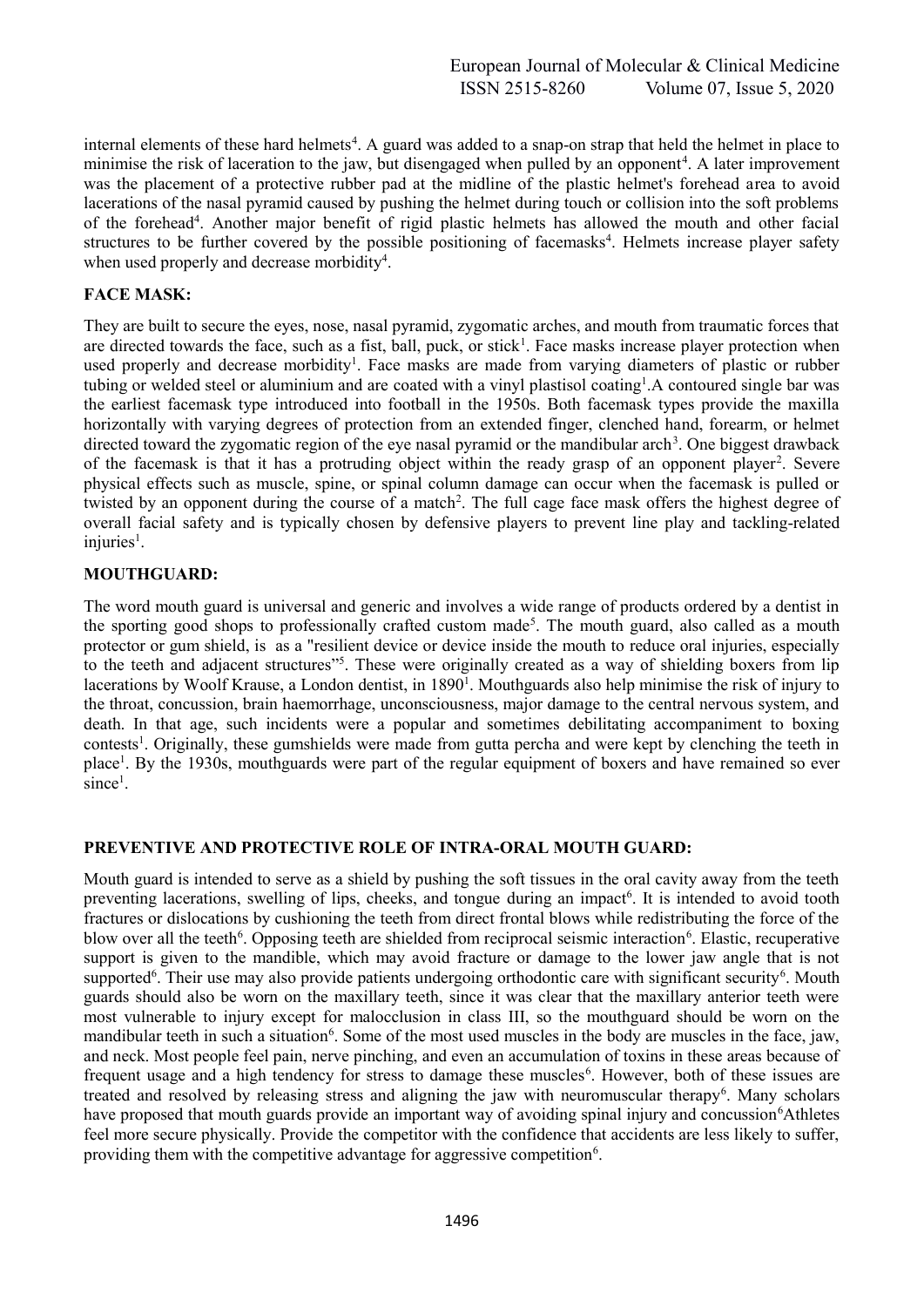internal elements of these hard helmets[4]. A guard was added to a snap-on strap that held the helmet in place to minimise the risk of laceration to the jaw, but disengaged when pulled by an opponent[4]. A later improvement was the placement of a protective rubber pad at the midline of the plastic helmet's forehead area to avoid lacerations of the nasal pyramid caused by pushing the helmet during touch or collision into the soft problems of the forehead[4]. Another major benefit of rigid plastic helmets has allowed the mouth and other facial structures to be further covered by the possible positioning of facemasks[4]. Helmets increase player safety when used properly and decrease morbidity[4].

**FACE MASK:**

They are built to secure the eyes, nose, nasal pyramid, zygomatic arches, and mouth from traumatic forces that are directed towards the face, such as a fist, ball, puck, or stick[1]. Face masks increase player protection when used properly and decrease morbidity[1]. Face masks are made from varying diameters of plastic or rubber tubing or welded steel or aluminium and are coated with a vinyl plastisol coating[1].A contoured single bar was the earliest facemask type introduced into football in the 1950s. Both facemask types provide the maxilla horizontally with varying degrees of protection from an extended finger, clenched hand, forearm, or helmet directed toward the zygomatic region of the eye nasal pyramid or the mandibular arch[3]. One biggest drawback of the facemask is that it has a protruding object within the ready grasp of an opponent player[2]. Severe physical effects such as muscle, spine, or spinal column damage can occur when the facemask is pulled or twisted by an opponent during the course of a match[2]. The full cage face mask offers the highest degree of overall facial safety and is typically chosen by defensive players to prevent line play and tackling-related injuries[1].

**MOUTHGUARD:**

The word mouth guard is universal and generic and involves a wide range of products ordered by a dentist in the sporting good shops to professionally crafted custom made[5]. The mouth guard, also called as a mouth protector or gum shield, is as a "resilient device or device inside the mouth to reduce oral injuries, especially to the teeth and adjacent structures"[5]. These were originally created as a way of shielding boxers from lip lacerations by Woolf Krause, a London dentist, in 1890[1]. Mouthguards also help minimise the risk of injury to the throat, concussion, brain haemorrhage, unconsciousness, major damage to the central nervous system, and death. In that age, such incidents were a popular and sometimes debilitating accompaniment to boxing contests[1]. Originally, these gumshields were made from gutta percha and were kept by clenching the teeth in place[1]. By the 1930s, mouthguards were part of the regular equipment of boxers and have remained so ever since[1].

**PREVENTIVE AND PROTECTIVE ROLE OF INTRA-ORAL MOUTH GUARD:**

Mouth guard is intended to serve as a shield by pushing the soft tissues in the oral cavity away from the teeth preventing lacerations, swelling of lips, cheeks, and tongue during an impact[6]. It is intended to avoid tooth fractures or dislocations by cushioning the teeth from direct frontal blows while redistributing the force of the blow over all the teeth[6]. Opposing teeth are shielded from reciprocal seismic interaction[6]. Elastic, recuperative support is given to the mandible, which may avoid fracture or damage to the lower jaw angle that is not supported[6]. Their use may also provide patients undergoing orthodontic care with significant security[6]. Mouth guards should also be worn on the maxillary teeth, since it was clear that the maxillary anterior teeth were most vulnerable to injury except for malocclusion in class III, so the mouthguard should be worn on the mandibular teeth in such a situation[6]. Some of the most used muscles in the body are muscles in the face, jaw, and neck. Most people feel pain, nerve pinching, and even an accumulation of toxins in these areas because of frequent usage and a high tendency for stress to damage these muscles[6]. However, both of these issues are treated and resolved by releasing stress and aligning the jaw with neuromuscular therapy[6]. Many scholars have proposed that mouth guards provide an important way of avoiding spinal injury and concussion[6]Athletes feel more secure physically. Provide the competitor with the confidence that accidents are less likely to suffer, providing them with the competitive advantage for aggressive competition[6].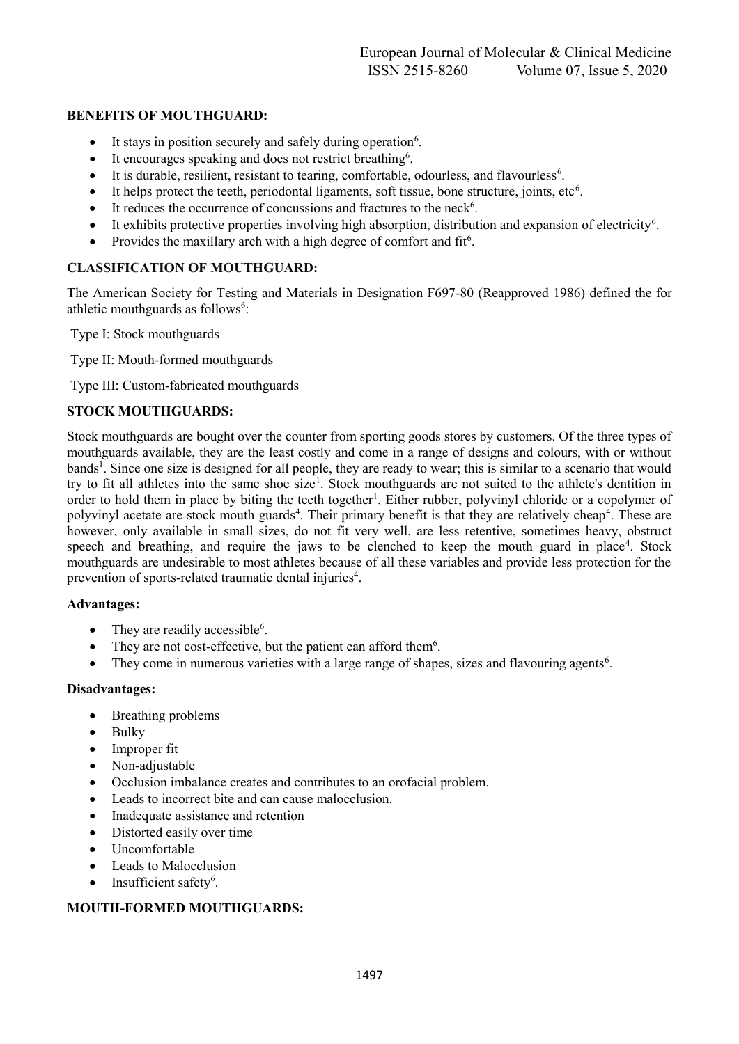**BENEFITS OF MOUTHGUARD:**

- It stays in position securely and safely during operation[6].
- It encourages speaking and does not restrict breathing[6].
- It is durable, resilient, resistant to tearing, comfortable, odourless, and flavourless[6].
- It helps protect the teeth, periodontal ligaments, soft tissue, bone structure, joints, etc[6].
- It reduces the occurrence of concussions and fractures to the neck[6].
- It exhibits protective properties involving high absorption, distribution and expansion of electricity[6].
- Provides the maxillary arch with a high degree of comfort and fit[6].

**CLASSIFICATION OF MOUTHGUARD:**

The American Society for Testing and Materials in Designation F697-80 (Reapproved 1986) defined the for athletic mouthguards as follows[6]:

Type I: Stock mouthguards

Type II: Mouth-formed mouthguards

Type III: Custom-fabricated mouthguards

**STOCK MOUTHGUARDS:**

Stock mouthguards are bought over the counter from sporting goods stores by customers. Of the three types of mouthguards available, they are the least costly and come in a range of designs and colours, with or without bands[1]. Since one size is designed for all people, they are ready to wear; this is similar to a scenario that would try to fit all athletes into the same shoe size[1]. Stock mouthguards are not suited to the athlete's dentition in order to hold them in place by biting the teeth together[1]. Either rubber, polyvinyl chloride or a copolymer of polyvinyl acetate are stock mouth guards[4]. Their primary benefit is that they are relatively cheap[4]. These are however, only available in small sizes, do not fit very well, are less retentive, sometimes heavy, obstruct speech and breathing, and require the jaws to be clenched to keep the mouth guard in place[4]. Stock mouthguards are undesirable to most athletes because of all these variables and provide less protection for the prevention of sports-related traumatic dental injuries[4].

**Advantages:**

- They are readily accessible[6].
- They are not cost-effective, but the patient can afford them[6].
- They come in numerous varieties with a large range of shapes, sizes and flavouring agents[6].

**Disadvantages:**

- Breathing problems
- Bulky
- Improper fit
- Non-adjustable
- Occlusion imbalance creates and contributes to an orofacial problem.
- Leads to incorrect bite and can cause malocclusion.
- Inadequate assistance and retention
- Distorted easily over time
- Uncomfortable
- Leads to Malocclusion
- Insufficient safety[6].

**MOUTH-FORMED MOUTHGUARDS:**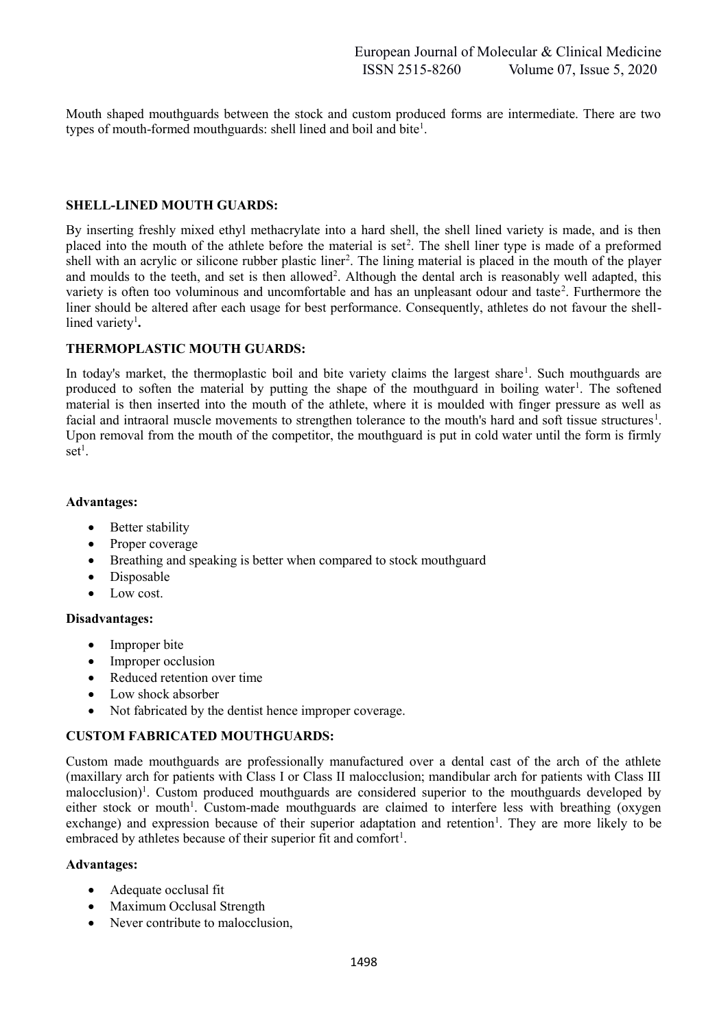Mouth shaped mouthguards between the stock and custom produced forms are intermediate. There are two types of mouth-formed mouthguards: shell lined and boil and bite[1].

### SHELL-LINED MOUTH GUARDS:

By inserting freshly mixed ethyl methacrylate into a hard shell, the shell lined variety is made, and is then placed into the mouth of the athlete before the material is set[2]. The shell liner type is made of a preformed shell with an acrylic or silicone rubber plastic liner[2]. The lining material is placed in the mouth of the player and moulds to the teeth, and set is then allowed[2]. Although the dental arch is reasonably well adapted, this variety is often too voluminous and uncomfortable and has an unpleasant odour and taste[2]. Furthermore the liner should be altered after each usage for best performance. Consequently, athletes do not favour the shell-lined variety[1].

### THERMOPLASTIC MOUTH GUARDS:

In today's market, the thermoplastic boil and bite variety claims the largest share[1]. Such mouthguards are produced to soften the material by putting the shape of the mouthguard in boiling water[1]. The softened material is then inserted into the mouth of the athlete, where it is moulded with finger pressure as well as facial and intraoral muscle movements to strengthen tolerance to the mouth's hard and soft tissue structures[1]. Upon removal from the mouth of the competitor, the mouthguard is put in cold water until the form is firmly set[1].

**Advantages:**

- Better stability
- Proper coverage
- Breathing and speaking is better when compared to stock mouthguard
- Disposable
- Low cost.

**Disadvantages:**

- Improper bite
- Improper occlusion
- Reduced retention over time
- Low shock absorber
- Not fabricated by the dentist hence improper coverage.

### CUSTOM FABRICATED MOUTHGUARDS:

Custom made mouthguards are professionally manufactured over a dental cast of the arch of the athlete (maxillary arch for patients with Class I or Class II malocclusion; mandibular arch for patients with Class III malocclusion)[1]. Custom produced mouthguards are considered superior to the mouthguards developed by either stock or mouth[1]. Custom-made mouthguards are claimed to interfere less with breathing (oxygen exchange) and expression because of their superior adaptation and retention[1]. They are more likely to be embraced by athletes because of their superior fit and comfort[1].

**Advantages:**

- Adequate occlusal fit
- Maximum Occlusal Strength
- Never contribute to malocclusion,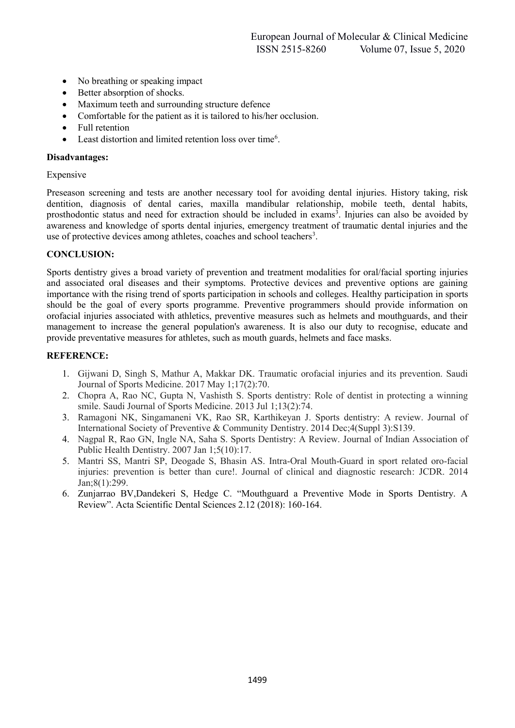- No breathing or speaking impact
- Better absorption of shocks.
- Maximum teeth and surrounding structure defence
- Comfortable for the patient as it is tailored to his/her occlusion.
- Full retention
- Least distortion and limited retention loss over time[6].

**Disadvantages:**

Expensive

Preseason screening and tests are another necessary tool for avoiding dental injuries. History taking, risk dentition, diagnosis of dental caries, maxilla mandibular relationship, mobile teeth, dental habits, prosthodontic status and need for extraction should be included in exams[3]. Injuries can also be avoided by awareness and knowledge of sports dental injuries, emergency treatment of traumatic dental injuries and the use of protective devices among athletes, coaches and school teachers[3].

## CONCLUSION:

Sports dentistry gives a broad variety of prevention and treatment modalities for oral/facial sporting injuries and associated oral diseases and their symptoms. Protective devices and preventive options are gaining importance with the rising trend of sports participation in schools and colleges. Healthy participation in sports should be the goal of every sports programme. Preventive programmers should provide information on orofacial injuries associated with athletics, preventive measures such as helmets and mouthguards, and their management to increase the general population's awareness. It is also our duty to recognise, educate and provide preventative measures for athletes, such as mouth guards, helmets and face masks.

## REFERENCE:

1. Gijwani D, Singh S, Mathur A, Makkar DK. Traumatic orofacial injuries and its prevention. Saudi Journal of Sports Medicine. 2017 May 1;17(2):70.
2. Chopra A, Rao NC, Gupta N, Vashisth S. Sports dentistry: Role of dentist in protecting a winning smile. Saudi Journal of Sports Medicine. 2013 Jul 1;13(2):74.
3. Ramagoni NK, Singamaneni VK, Rao SR, Karthikeyan J. Sports dentistry: A review. Journal of International Society of Preventive & Community Dentistry. 2014 Dec;4(Suppl 3):S139.
4. Nagpal R, Rao GN, Ingle NA, Saha S. Sports Dentistry: A Review. Journal of Indian Association of Public Health Dentistry. 2007 Jan 1;5(10):17.
5. Mantri SS, Mantri SP, Deogade S, Bhasin AS. Intra-Oral Mouth-Guard in sport related oro-facial injuries: prevention is better than cure!. Journal of clinical and diagnostic research: JCDR. 2014 Jan;8(1):299.
6. Zunjarrao BV,Dandekeri S, Hedge C. "Mouthguard a Preventive Mode in Sports Dentistry. A Review". Acta Scientific Dental Sciences 2.12 (2018): 160-164.